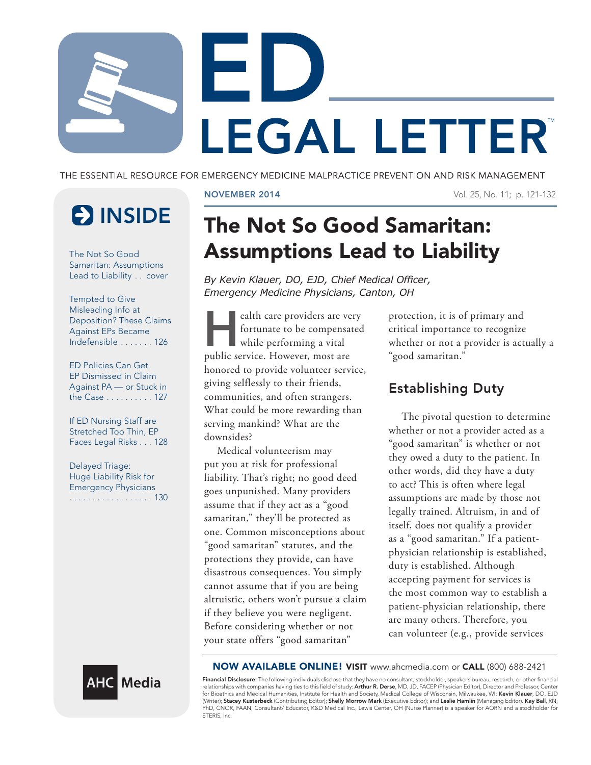# ED LEGAL LETTER™

THE ESSENTIAL RESOURCE FOR EMERGENCY MEDICINE MALPRACTICE PREVENTION AND RISK MANAGEMENT

NOVEMBER 2014

## INSIDE

- The Not So Good Samaritan: Assumptions Lead to Liability . . cover
- Tempted to Give Misleading Info at Deposition? These Claims Against EPs Became Indefensible . . . . . . . 126
- ED Policies Can Get EP Dismissed in Claim Against PA — or Stuck in the Case . . . . . . . . . . 127
- If ED Nursing Staff are Stretched Too Thin, EP Faces Legal Risks . . . 128
- Delayed Triage: Huge Liability Risk for Emergency Physicians . . . . . . . . . . . . . . . . . . 130

# The Not So Good Samaritan: Assumptions Lead to Liability

*By Kevin Klauer, DO, EJD, Chief Medical Officer, Emergency Medicine Physicians, Canton, OH*

Health care providers are very fortunate to be compensated while performing a vital public service. However, most are honored to provide volunteer service, giving selflessly to their friends, communities, and often strangers. What could be more rewarding than serving mankind? What are the downsides?

Medical volunteerism may put you at risk for professional liability. That's right; no good deed goes unpunished. Many providers assume that if they act as a "good samaritan," they'll be protected as one. Common misconceptions about "good samaritan" statutes, and the protections they provide, can have disastrous consequences. You simply cannot assume that if you are being altruistic, others won't pursue a claim if they believe you were negligent. Before considering whether or not your state offers "good samaritan" protection, it is of primary and critical importance to recognize whether or not a provider is actually a "good samaritan."

## Establishing Duty

The pivotal question to determine whether or not a provider acted as a "good samaritan" is whether or not they owed a duty to the patient. In other words, did they have a duty to act? This is often where legal assumptions are made by those not legally trained. Altruism, in and of itself, does not qualify a provider as a "good samaritan." If a patient-physician relationship is established, duty is established. Although accepting payment for services is the most common way to establish a patient-physician relationship, there are many others. Therefore, you can volunteer (e.g., provide services

**NOW AVAILABLE ONLINE! VISIT** www.ahcmedia.com or **CALL** (800) 688-2421

AHC Media

**Financial Disclosure:** The following individuals disclose that they have no consultant, stockholder, speaker's bureau, research, or other financial relationships with companies having ties to this field of study: **Arthur R. Derse**, MD, JD, FACEP (Physician Editor), Director and Professor, Center for Bioethics and Medical Humanities, Institute for Health and Society, Medical College of Wisconsin, Milwaukee, WI; **Kevin Klauer**, DO, EJD (Writer); **Stacey Kusterbeck** (Contributing Editor); **Shelly Morrow Mark** (Executive Editor); and **Leslie Hamlin** (Managing Editor). **Kay Ball**, RN, PhD, CNOR, FAAN, Consultant/ Educator, K&D Medical Inc., Lewis Center, OH (Nurse Planner) is a speaker for AORN and a stockholder for STERIS, Inc.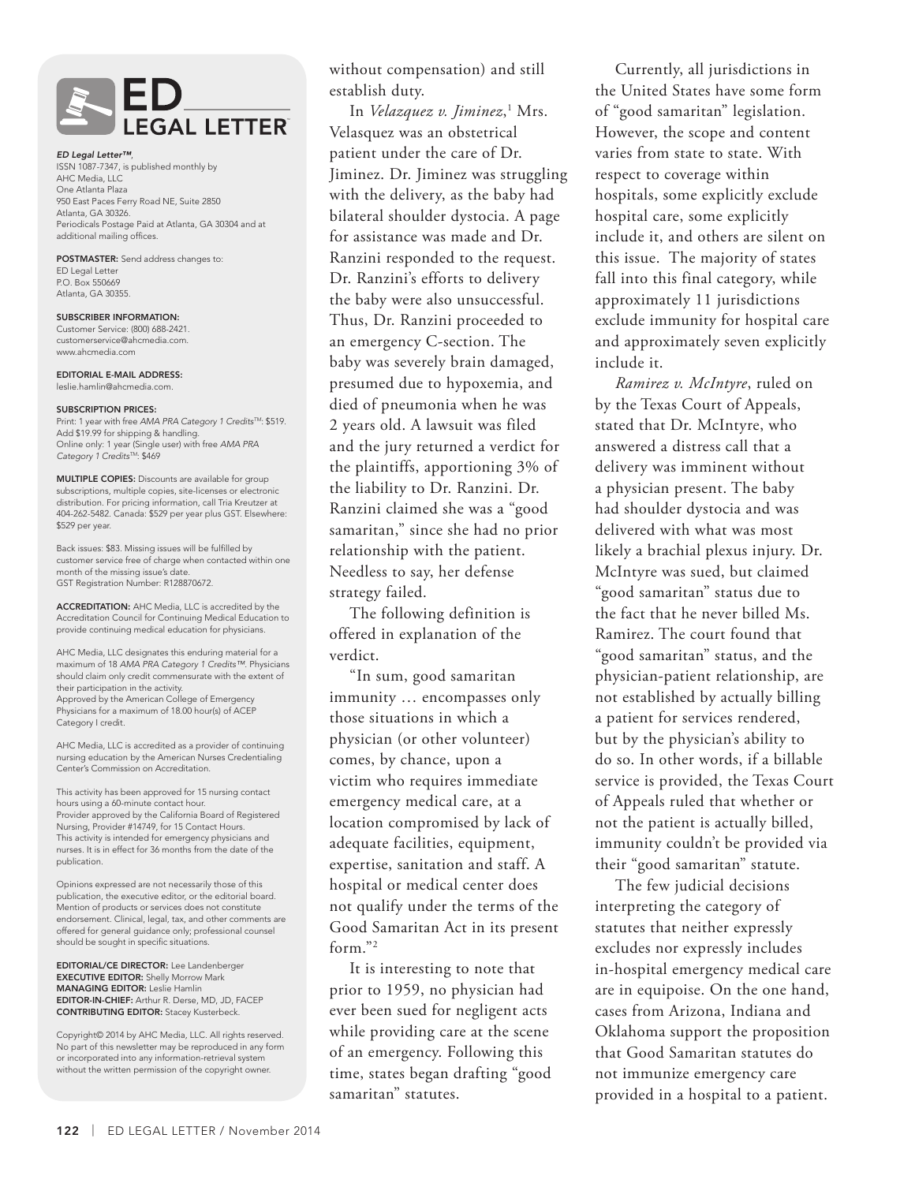# ED LEGAL LETTER

*ED Legal Letter™*, ISSN 1087-7347, is published monthly by AHC Media, LLC One Atlanta Plaza 950 East Paces Ferry Road NE, Suite 2850 Atlanta, GA 30326. Periodicals Postage Paid at Atlanta, GA 30304 and at additional mailing offices.

**POSTMASTER:** Send address changes to: ED Legal Letter P.O. Box 550669 Atlanta, GA 30355.

**SUBSCRIBER INFORMATION:** Customer Service: (800) 688-2421. customerservice@ahcmedia.com. www.ahcmedia.com

**EDITORIAL E-MAIL ADDRESS:** leslie.hamlin@ahcmedia.com.

**SUBSCRIPTION PRICES:** Print: 1 year with free *AMA PRA Category 1 Credits*™: $519. Add $19.99 for shipping & handling. Online only: 1 year (Single user) with free *AMA PRA Category 1 Credits*™: $469

**MULTIPLE COPIES:** Discounts are available for group subscriptions, multiple copies, site-licenses or electronic distribution. For pricing information, call Tria Kreutzer at 404-262-5482. Canada: $529 per year plus GST. Elsewhere: $529 per year.

Back issues: $83. Missing issues will be fulfilled by customer service free of charge when contacted within one month of the missing issue's date. GST Registration Number: R128870672.

**ACCREDITATION:** AHC Media, LLC is accredited by the Accreditation Council for Continuing Medical Education to provide continuing medical education for physicians.

AHC Media, LLC designates this enduring material for a maximum of 18 *AMA PRA Category 1 Credits™*. Physicians should claim only credit commensurate with the extent of their participation in the activity. Approved by the American College of Emergency Physicians for a maximum of 18.00 hour(s) of ACEP Category I credit.

AHC Media, LLC is accredited as a provider of continuing nursing education by the American Nurses Credentialing Center's Commission on Accreditation.

This activity has been approved for 15 nursing contact hours using a 60-minute contact hour. Provider approved by the California Board of Registered Nursing, Provider #14749, for 15 Contact Hours. This activity is intended for emergency physicians and nurses. It is in effect for 36 months from the date of the publication.

Opinions expressed are not necessarily those of this publication, the executive editor, or the editorial board. Mention of products or services does not constitute endorsement. Clinical, legal, tax, and other comments are offered for general guidance only; professional counsel should be sought in specific situations.

**EDITORIAL/CE DIRECTOR:** Lee Landenberger
**EXECUTIVE EDITOR:** Shelly Morrow Mark
**MANAGING EDITOR:** Leslie Hamlin
**EDITOR-IN-CHIEF:** Arthur R. Derse, MD, JD, FACEP
**CONTRIBUTING EDITOR:** Stacey Kusterbeck.

Copyright© 2014 by AHC Media, LLC. All rights reserved. No part of this newsletter may be reproduced in any form or incorporated into any information-retrieval system without the written permission of the copyright owner.

without compensation) and still establish duty.

In *Velazquez v. Jiminez*,[1] Mrs. Velasquez was an obstetrical patient under the care of Dr. Jiminez. Dr. Jiminez was struggling with the delivery, as the baby had bilateral shoulder dystocia. A page for assistance was made and Dr. Ranzini responded to the request. Dr. Ranzini's efforts to delivery the baby were also unsuccessful. Thus, Dr. Ranzini proceeded to an emergency C-section. The baby was severely brain damaged, presumed due to hypoxemia, and died of pneumonia when he was 2 years old. A lawsuit was filed and the jury returned a verdict for the plaintiffs, apportioning 3% of the liability to Dr. Ranzini. Dr. Ranzini claimed she was a "good samaritan," since she had no prior relationship with the patient. Needless to say, her defense strategy failed.

The following definition is offered in explanation of the verdict.

"In sum, good samaritan immunity … encompasses only those situations in which a physician (or other volunteer) comes, by chance, upon a victim who requires immediate emergency medical care, at a location compromised by lack of adequate facilities, equipment, expertise, sanitation and staff. A hospital or medical center does not qualify under the terms of the Good Samaritan Act in its present form."[2]

It is interesting to note that prior to 1959, no physician had ever been sued for negligent acts while providing care at the scene of an emergency. Following this time, states began drafting "good samaritan" statutes.

Currently, all jurisdictions in the United States have some form of "good samaritan" legislation. However, the scope and content varies from state to state. With respect to coverage within hospitals, some explicitly exclude hospital care, some explicitly include it, and others are silent on this issue. The majority of states fall into this final category, while approximately 11 jurisdictions exclude immunity for hospital care and approximately seven explicitly include it.

*Ramirez v. McIntyre*, ruled on by the Texas Court of Appeals, stated that Dr. McIntyre, who answered a distress call that a delivery was imminent without a physician present. The baby had shoulder dystocia and was delivered with what was most likely a brachial plexus injury. Dr. McIntyre was sued, but claimed "good samaritan" status due to the fact that he never billed Ms. Ramirez. The court found that "good samaritan" status, and the physician-patient relationship, are not established by actually billing a patient for services rendered, but by the physician's ability to do so. In other words, if a billable service is provided, the Texas Court of Appeals ruled that whether or not the patient is actually billed, immunity couldn't be provided via their "good samaritan" statute.

The few judicial decisions interpreting the category of statutes that neither expressly excludes nor expressly includes in-hospital emergency medical care are in equipoise. On the one hand, cases from Arizona, Indiana and Oklahoma support the proposition that Good Samaritan statutes do not immunize emergency care provided in a hospital to a patient.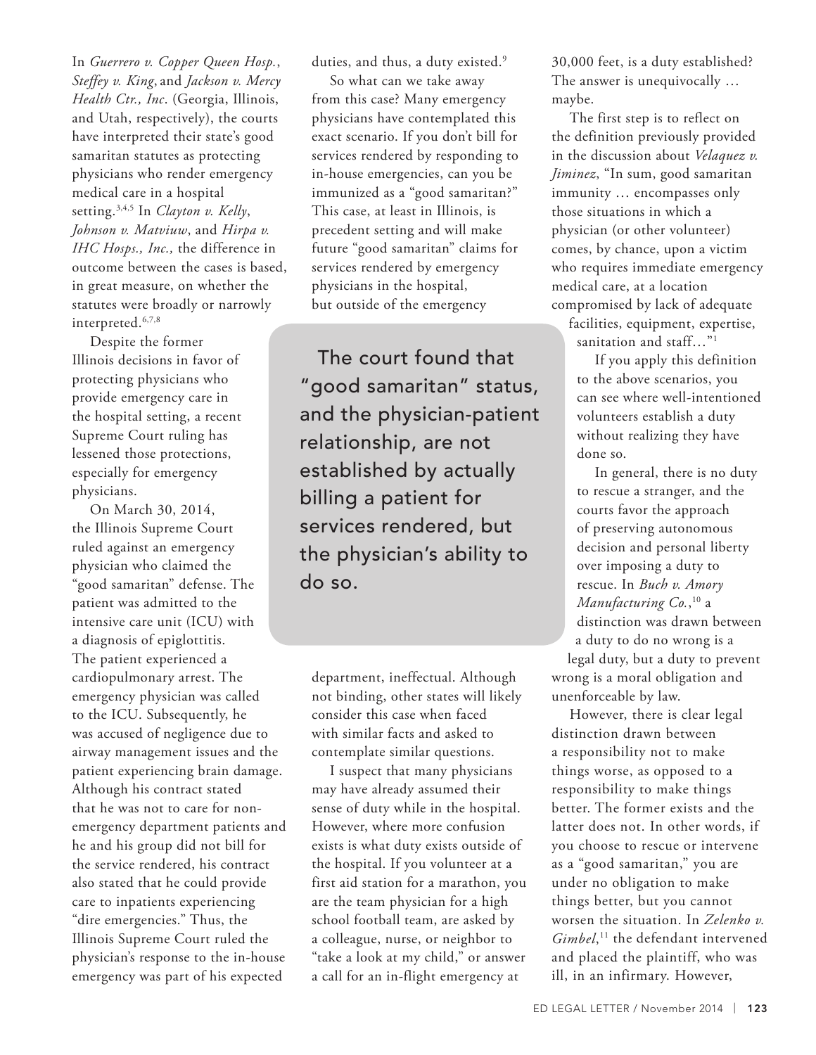In *Guerrero v. Copper Queen Hosp.*, *Steffey v. King*, and *Jackson v. Mercy Health Ctr., Inc*. (Georgia, Illinois, and Utah, respectively), the courts have interpreted their state's good samaritan statutes as protecting physicians who render emergency medical care in a hospital setting.[3,4,5] In *Clayton v. Kelly*, *Johnson v. Matviuw*, and *Hirpa v. IHC Hosps., Inc.,* the difference in outcome between the cases is based, in great measure, on whether the statutes were broadly or narrowly interpreted.[6,7,8]

Despite the former Illinois decisions in favor of protecting physicians who provide emergency care in the hospital setting, a recent Supreme Court ruling has lessened those protections, especially for emergency physicians.

On March 30, 2014, the Illinois Supreme Court ruled against an emergency physician who claimed the "good samaritan" defense. The patient was admitted to the intensive care unit (ICU) with a diagnosis of epiglottitis. The patient experienced a cardiopulmonary arrest. The emergency physician was called to the ICU. Subsequently, he was accused of negligence due to airway management issues and the patient experiencing brain damage. Although his contract stated that he was not to care for non-emergency department patients and he and his group did not bill for the service rendered, his contract also stated that he could provide care to inpatients experiencing "dire emergencies." Thus, the Illinois Supreme Court ruled the physician's response to the in-house emergency was part of his expected duties, and thus, a duty existed.[9]

So what can we take away from this case? Many emergency physicians have contemplated this exact scenario. If you don't bill for services rendered by responding to in-house emergencies, can you be immunized as a "good samaritan?" This case, at least in Illinois, is precedent setting and will make future "good samaritan" claims for services rendered by emergency physicians in the hospital, but outside of the emergency department, ineffectual. Although not binding, other states will likely consider this case when faced with similar facts and asked to contemplate similar questions.

> The court found that "good samaritan" status, and the physician-patient relationship, are not established by actually billing a patient for services rendered, but the physician's ability to do so.

I suspect that many physicians may have already assumed their sense of duty while in the hospital. However, where more confusion exists is what duty exists outside of the hospital. If you volunteer at a first aid station for a marathon, you are the team physician for a high school football team, are asked by a colleague, nurse, or neighbor to "take a look at my child," or answer a call for an in-flight emergency at 30,000 feet, is a duty established? The answer is unequivocally … maybe.

The first step is to reflect on the definition previously provided in the discussion about *Velaquez v. Jiminez*, "In sum, good samaritan immunity … encompasses only those situations in which a physician (or other volunteer) comes, by chance, upon a victim who requires immediate emergency medical care, at a location compromised by lack of adequate facilities, equipment, expertise, sanitation and staff…"[1]

If you apply this definition to the above scenarios, you can see where well-intentioned volunteers establish a duty without realizing they have done so.

In general, there is no duty to rescue a stranger, and the courts favor the approach of preserving autonomous decision and personal liberty over imposing a duty to rescue. In *Buch v. Amory Manufacturing Co.*,[10] a distinction was drawn between a duty to do no wrong is a legal duty, but a duty to prevent wrong is a moral obligation and unenforceable by law.

However, there is clear legal distinction drawn between a responsibility not to make things worse, as opposed to a responsibility to make things better. The former exists and the latter does not. In other words, if you choose to rescue or intervene as a "good samaritan," you are under no obligation to make things better, but you cannot worsen the situation. In *Zelenko v. Gimbel*,[11] the defendant intervened and placed the plaintiff, who was ill, in an infirmary. However,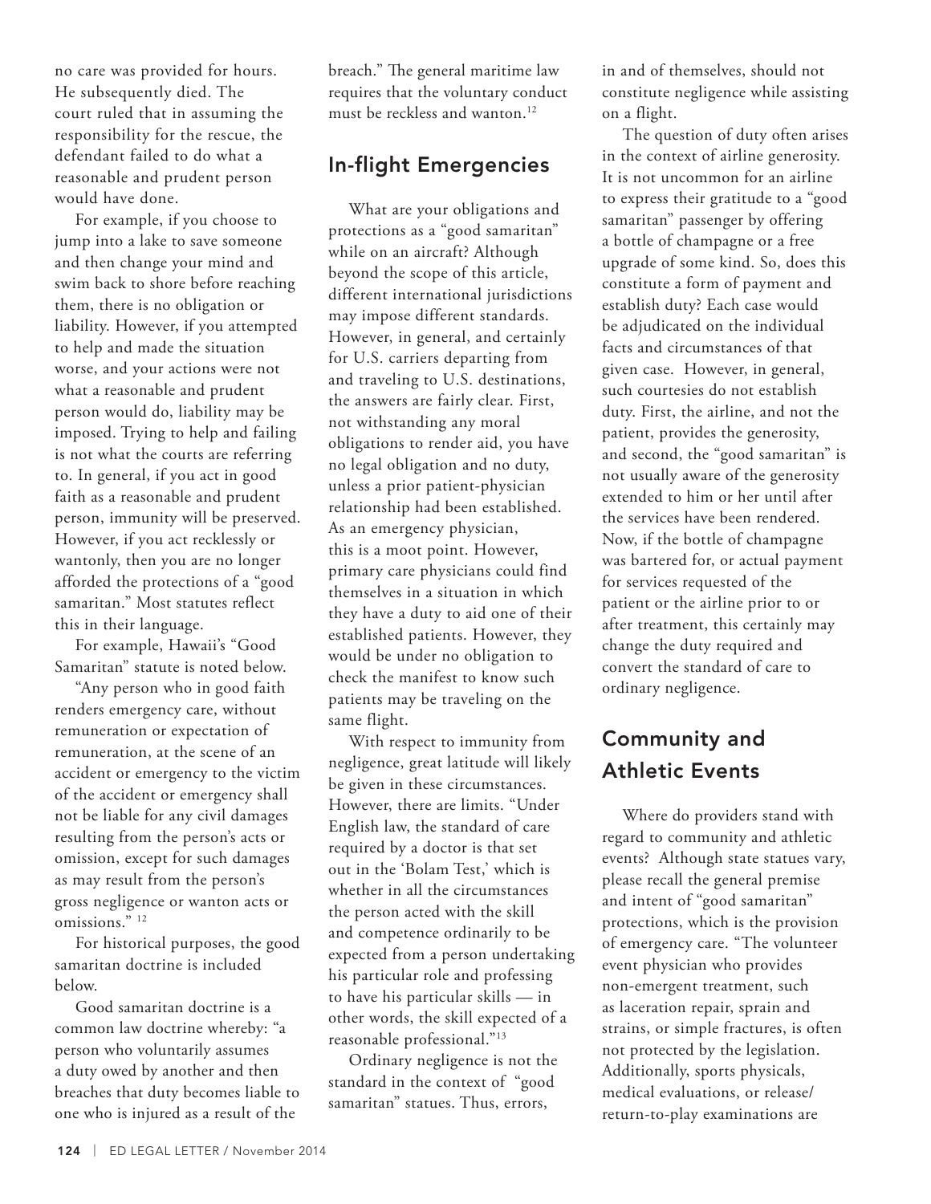no care was provided for hours. He subsequently died. The court ruled that in assuming the responsibility for the rescue, the defendant failed to do what a reasonable and prudent person would have done.

For example, if you choose to jump into a lake to save someone and then change your mind and swim back to shore before reaching them, there is no obligation or liability. However, if you attempted to help and made the situation worse, and your actions were not what a reasonable and prudent person would do, liability may be imposed. Trying to help and failing is not what the courts are referring to. In general, if you act in good faith as a reasonable and prudent person, immunity will be preserved. However, if you act recklessly or wantonly, then you are no longer afforded the protections of a "good samaritan." Most statutes reflect this in their language.

For example, Hawaii's "Good Samaritan" statute is noted below.

"Any person who in good faith renders emergency care, without remuneration or expectation of remuneration, at the scene of an accident or emergency to the victim of the accident or emergency shall not be liable for any civil damages resulting from the person's acts or omission, except for such damages as may result from the person's gross negligence or wanton acts or omissions." [12]

For historical purposes, the good samaritan doctrine is included below.

Good samaritan doctrine is a common law doctrine whereby: "a person who voluntarily assumes a duty owed by another and then breaches that duty becomes liable to one who is injured as a result of the breach." The general maritime law requires that the voluntary conduct must be reckless and wanton.[12]

## In-flight Emergencies

What are your obligations and protections as a "good samaritan" while on an aircraft? Although beyond the scope of this article, different international jurisdictions may impose different standards. However, in general, and certainly for U.S. carriers departing from and traveling to U.S. destinations, the answers are fairly clear. First, not withstanding any moral obligations to render aid, you have no legal obligation and no duty, unless a prior patient-physician relationship had been established. As an emergency physician, this is a moot point. However, primary care physicians could find themselves in a situation in which they have a duty to aid one of their established patients. However, they would be under no obligation to check the manifest to know such patients may be traveling on the same flight.

With respect to immunity from negligence, great latitude will likely be given in these circumstances. However, there are limits. "Under English law, the standard of care required by a doctor is that set out in the 'Bolam Test,' which is whether in all the circumstances the person acted with the skill and competence ordinarily to be expected from a person undertaking his particular role and professing to have his particular skills — in other words, the skill expected of a reasonable professional."[13]

Ordinary negligence is not the standard in the context of "good samaritan" statues. Thus, errors, in and of themselves, should not constitute negligence while assisting on a flight.

The question of duty often arises in the context of airline generosity. It is not uncommon for an airline to express their gratitude to a "good samaritan" passenger by offering a bottle of champagne or a free upgrade of some kind. So, does this constitute a form of payment and establish duty? Each case would be adjudicated on the individual facts and circumstances of that given case. However, in general, such courtesies do not establish duty. First, the airline, and not the patient, provides the generosity, and second, the "good samaritan" is not usually aware of the generosity extended to him or her until after the services have been rendered. Now, if the bottle of champagne was bartered for, or actual payment for services requested of the patient or the airline prior to or after treatment, this certainly may change the duty required and convert the standard of care to ordinary negligence.

## Community and Athletic Events

Where do providers stand with regard to community and athletic events? Although state statues vary, please recall the general premise and intent of "good samaritan" protections, which is the provision of emergency care. "The volunteer event physician who provides non-emergent treatment, such as laceration repair, sprain and strains, or simple fractures, is often not protected by the legislation. Additionally, sports physicals, medical evaluations, or release/return-to-play examinations are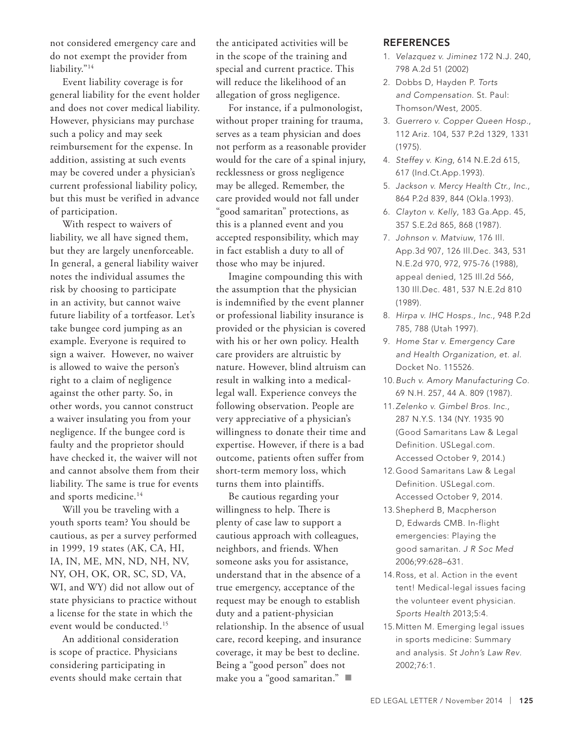not considered emergency care and do not exempt the provider from liability."[14]

Event liability coverage is for general liability for the event holder and does not cover medical liability. However, physicians may purchase such a policy and may seek reimbursement for the expense. In addition, assisting at such events may be covered under a physician's current professional liability policy, but this must be verified in advance of participation.

With respect to waivers of liability, we all have signed them, but they are largely unenforceable. In general, a general liability waiver notes the individual assumes the risk by choosing to participate in an activity, but cannot waive future liability of a tortfeasor. Let's take bungee cord jumping as an example. Everyone is required to sign a waiver. However, no waiver is allowed to waive the person's right to a claim of negligence against the other party. So, in other words, you cannot construct a waiver insulating you from your negligence. If the bungee cord is faulty and the proprietor should have checked it, the waiver will not and cannot absolve them from their liability. The same is true for events and sports medicine.[14]

Will you be traveling with a youth sports team? You should be cautious, as per a survey performed in 1999, 19 states (AK, CA, HI, IA, IN, ME, MN, ND, NH, NV, NY, OH, OK, OR, SC, SD, VA, WI, and WY) did not allow out of state physicians to practice without a license for the state in which the event would be conducted.[15]

An additional consideration is scope of practice. Physicians considering participating in events should make certain that the anticipated activities will be in the scope of the training and special and current practice. This will reduce the likelihood of an allegation of gross negligence.

For instance, if a pulmonologist, without proper training for trauma, serves as a team physician and does not perform as a reasonable provider would for the care of a spinal injury, recklessness or gross negligence may be alleged. Remember, the care provided would not fall under "good samaritan" protections, as this is a planned event and you accepted responsibility, which may in fact establish a duty to all of those who may be injured.

Imagine compounding this with the assumption that the physician is indemnified by the event planner or professional liability insurance is provided or the physician is covered with his or her own policy. Health care providers are altruistic by nature. However, blind altruism can result in walking into a medical-legal wall. Experience conveys the following observation. People are very appreciative of a physician's willingness to donate their time and expertise. However, if there is a bad outcome, patients often suffer from short-term memory loss, which turns them into plaintiffs.

Be cautious regarding your willingness to help. There is plenty of case law to support a cautious approach with colleagues, neighbors, and friends. When someone asks you for assistance, understand that in the absence of a true emergency, acceptance of the request may be enough to establish duty and a patient-physician relationship. In the absence of usual care, record keeping, and insurance coverage, it may be best to decline. Being a "good person" does not make you a "good samaritan." ■

## REFERENCES

1. *Velazquez v. Jiminez* 172 N.J. 240, 798 A.2d 51 (2002)
2. Dobbs D, Hayden P. *Torts and Compensation.* St. Paul: Thomson/West, 2005.
3. *Guerrero v. Copper Queen Hosp.*, 112 Ariz. 104, 537 P.2d 1329, 1331 (1975).
4. *Steffey v. King*, 614 N.E.2d 615, 617 (Ind.Ct.App.1993).
5. *Jackson v. Mercy Health Ctr., Inc.*, 864 P.2d 839, 844 (Okla.1993).
6. *Clayton v. Kelly*, 183 Ga.App. 45, 357 S.E.2d 865, 868 (1987).
7. *Johnson v. Matviuw*, 176 Ill. App.3d 907, 126 Ill.Dec. 343, 531 N.E.2d 970, 972, 975-76 (1988), appeal denied, 125 Ill.2d 566, 130 Ill.Dec. 481, 537 N.E.2d 810 (1989).
8. *Hirpa v. IHC Hosps., Inc.*, 948 P.2d 785, 788 (Utah 1997).
9. *Home Star v. Emergency Care and Health Organization, et. al.* Docket No. 115526.
10. *Buch v. Amory Manufacturing Co.* 69 N.H. 257, 44 A. 809 (1987).
11. *Zelenko v. Gimbel Bros. Inc.*, 287 N.Y.S. 134 (NY. 1935 90 (Good Samaritans Law & Legal Definition. USLegal.com. Accessed October 9, 2014.)
12. Good Samaritans Law & Legal Definition. USLegal.com. Accessed October 9, 2014.
13. Shepherd B, Macpherson D, Edwards CMB. In-flight emergencies: Playing the good samaritan. *J R Soc Med* 2006;99:628–631.
14. Ross, et al. Action in the event tent! Medical-legal issues facing the volunteer event physician. *Sports Health* 2013;5:4.
15. Mitten M. Emerging legal issues in sports medicine: Summary and analysis. *St John's Law Rev.* 2002;76:1.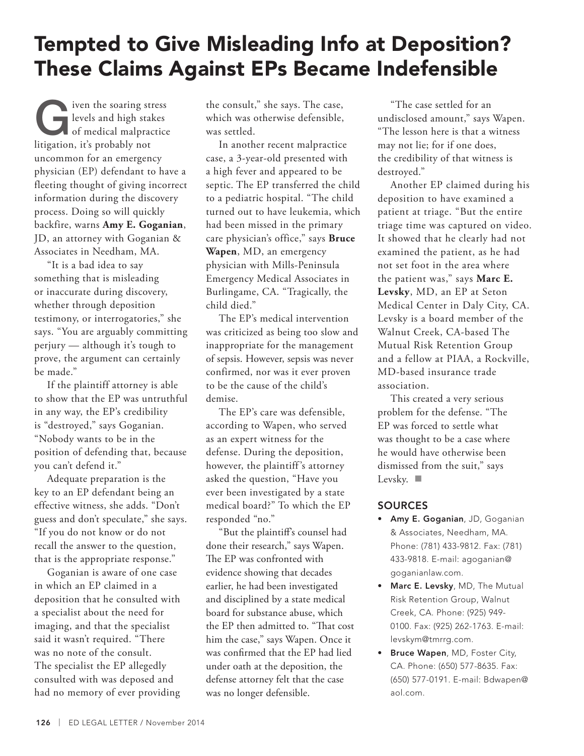# Tempted to Give Misleading Info at Deposition? These Claims Against EPs Became Indefensible

Given the soaring stress levels and high stakes of medical malpractice litigation, it's probably not uncommon for an emergency physician (EP) defendant to have a fleeting thought of giving incorrect information during the discovery process. Doing so will quickly backfire, warns **Amy E. Goganian**, JD, an attorney with Goganian & Associates in Needham, MA.

"It is a bad idea to say something that is misleading or inaccurate during discovery, whether through deposition testimony, or interrogatories," she says. "You are arguably committing perjury — although it's tough to prove, the argument can certainly be made."

If the plaintiff attorney is able to show that the EP was untruthful in any way, the EP's credibility is "destroyed," says Goganian. "Nobody wants to be in the position of defending that, because you can't defend it."

Adequate preparation is the key to an EP defendant being an effective witness, she adds. "Don't guess and don't speculate," she says. "If you do not know or do not recall the answer to the question, that is the appropriate response."

Goganian is aware of one case in which an EP claimed in a deposition that he consulted with a specialist about the need for imaging, and that the specialist said it wasn't required. "There was no note of the consult. The specialist the EP allegedly consulted with was deposed and had no memory of ever providing the consult," she says. The case, which was otherwise defensible, was settled.

In another recent malpractice case, a 3-year-old presented with a high fever and appeared to be septic. The EP transferred the child to a pediatric hospital. "The child turned out to have leukemia, which had been missed in the primary care physician's office," says **Bruce Wapen**, MD, an emergency physician with Mills-Peninsula Emergency Medical Associates in Burlingame, CA. "Tragically, the child died."

The EP's medical intervention was criticized as being too slow and inappropriate for the management of sepsis. However, sepsis was never confirmed, nor was it ever proven to be the cause of the child's demise.

The EP's care was defensible, according to Wapen, who served as an expert witness for the defense. During the deposition, however, the plaintiff's attorney asked the question, "Have you ever been investigated by a state medical board?" To which the EP responded "no."

"But the plaintiff's counsel had done their research," says Wapen. The EP was confronted with evidence showing that decades earlier, he had been investigated and disciplined by a state medical board for substance abuse, which the EP then admitted to. "That cost him the case," says Wapen. Once it was confirmed that the EP had lied under oath at the deposition, the defense attorney felt that the case was no longer defensible.

"The case settled for an undisclosed amount," says Wapen. "The lesson here is that a witness may not lie; for if one does, the credibility of that witness is destroyed."

Another EP claimed during his deposition to have examined a patient at triage. "But the entire triage time was captured on video. It showed that he clearly had not examined the patient, as he had not set foot in the area where the patient was," says **Marc E. Levsky**, MD, an EP at Seton Medical Center in Daly City, CA. Levsky is a board member of the Walnut Creek, CA-based The Mutual Risk Retention Group and a fellow at PIAA, a Rockville, MD-based insurance trade association.

This created a very serious problem for the defense. "The EP was forced to settle what was thought to be a case where he would have otherwise been dismissed from the suit," says Levsky. ■

## SOURCES

- **Amy E. Goganian**, JD, Goganian & Associates, Needham, MA. Phone: (781) 433-9812. Fax: (781) 433-9818. E-mail: agoganian@goganianlaw.com.
- **Marc E. Levsky**, MD, The Mutual Risk Retention Group, Walnut Creek, CA. Phone: (925) 949-0100. Fax: (925) 262-1763. E-mail: levskym@tmrrg.com.
- **Bruce Wapen**, MD, Foster City, CA. Phone: (650) 577-8635. Fax: (650) 577-0191. E-mail: Bdwapen@aol.com.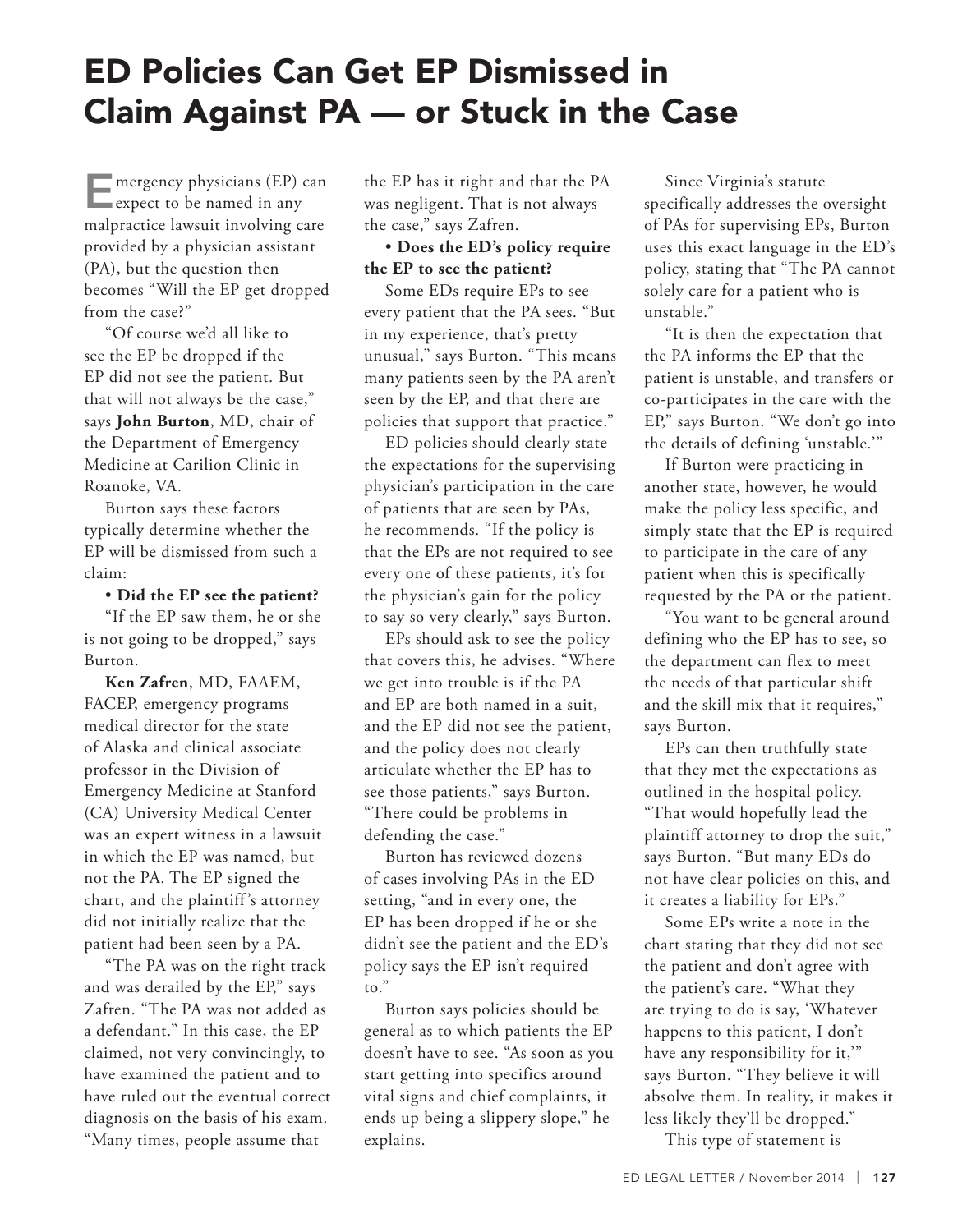# ED Policies Can Get EP Dismissed in Claim Against PA — or Stuck in the Case

Emergency physicians (EP) can expect to be named in any malpractice lawsuit involving care provided by a physician assistant (PA), but the question then becomes "Will the EP get dropped from the case?"

"Of course we'd all like to see the EP be dropped if the EP did not see the patient. But that will not always be the case," says **John Burton**, MD, chair of the Department of Emergency Medicine at Carilion Clinic in Roanoke, VA.

Burton says these factors typically determine whether the EP will be dismissed from such a claim:

**• Did the EP see the patient?**

"If the EP saw them, he or she is not going to be dropped," says Burton.

**Ken Zafren**, MD, FAAEM, FACEP, emergency programs medical director for the state of Alaska and clinical associate professor in the Division of Emergency Medicine at Stanford (CA) University Medical Center was an expert witness in a lawsuit in which the EP was named, but not the PA. The EP signed the chart, and the plaintiff's attorney did not initially realize that the patient had been seen by a PA.

"The PA was on the right track and was derailed by the EP," says Zafren. "The PA was not added as a defendant." In this case, the EP claimed, not very convincingly, to have examined the patient and to have ruled out the eventual correct diagnosis on the basis of his exam. "Many times, people assume that the EP has it right and that the PA was negligent. That is not always the case," says Zafren.

**• Does the ED's policy require the EP to see the patient?**

Some EDs require EPs to see every patient that the PA sees. "But in my experience, that's pretty unusual," says Burton. "This means many patients seen by the PA aren't seen by the EP, and that there are policies that support that practice."

ED policies should clearly state the expectations for the supervising physician's participation in the care of patients that are seen by PAs, he recommends. "If the policy is that the EPs are not required to see every one of these patients, it's for the physician's gain for the policy to say so very clearly," says Burton.

EPs should ask to see the policy that covers this, he advises. "Where we get into trouble is if the PA and EP are both named in a suit, and the EP did not see the patient, and the policy does not clearly articulate whether the EP has to see those patients," says Burton. "There could be problems in defending the case."

Burton has reviewed dozens of cases involving PAs in the ED setting, "and in every one, the EP has been dropped if he or she didn't see the patient and the ED's policy says the EP isn't required to."

Burton says policies should be general as to which patients the EP doesn't have to see. "As soon as you start getting into specifics around vital signs and chief complaints, it ends up being a slippery slope," he explains.

Since Virginia's statute specifically addresses the oversight of PAs for supervising EPs, Burton uses this exact language in the ED's policy, stating that "The PA cannot solely care for a patient who is unstable."

"It is then the expectation that the PA informs the EP that the patient is unstable, and transfers or co-participates in the care with the EP," says Burton. "We don't go into the details of defining 'unstable.'"

If Burton were practicing in another state, however, he would make the policy less specific, and simply state that the EP is required to participate in the care of any patient when this is specifically requested by the PA or the patient.

"You want to be general around defining who the EP has to see, so the department can flex to meet the needs of that particular shift and the skill mix that it requires," says Burton.

EPs can then truthfully state that they met the expectations as outlined in the hospital policy. "That would hopefully lead the plaintiff attorney to drop the suit," says Burton. "But many EDs do not have clear policies on this, and it creates a liability for EPs."

Some EPs write a note in the chart stating that they did not see the patient and don't agree with the patient's care. "What they are trying to do is say, 'Whatever happens to this patient, I don't have any responsibility for it,'" says Burton. "They believe it will absolve them. In reality, it makes it less likely they'll be dropped."

This type of statement is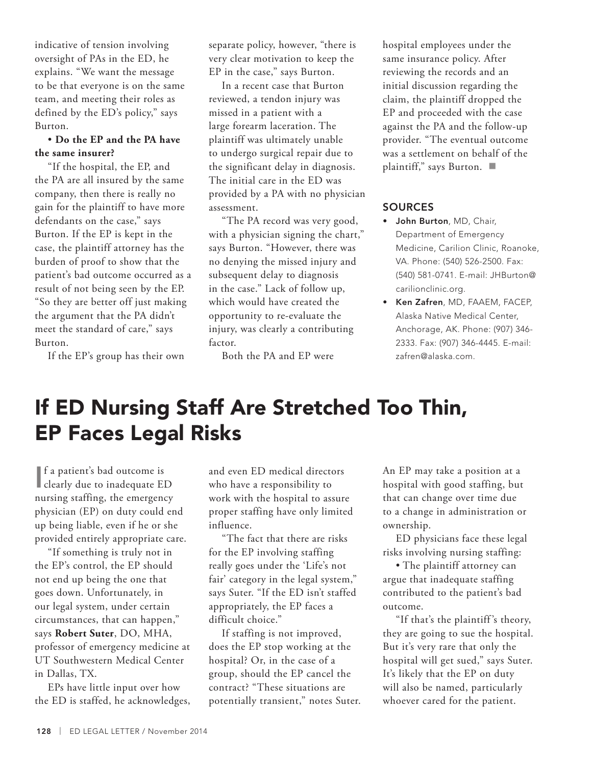indicative of tension involving oversight of PAs in the ED, he explains. "We want the message to be that everyone is on the same team, and meeting their roles as defined by the ED's policy," says Burton.

**• Do the EP and the PA have the same insurer?**

"If the hospital, the EP, and the PA are all insured by the same company, then there is really no gain for the plaintiff to have more defendants on the case," says Burton. If the EP is kept in the case, the plaintiff attorney has the burden of proof to show that the patient's bad outcome occurred as a result of not being seen by the EP. "So they are better off just making the argument that the PA didn't meet the standard of care," says Burton.

If the EP's group has their own separate policy, however, "there is very clear motivation to keep the EP in the case," says Burton.

In a recent case that Burton reviewed, a tendon injury was missed in a patient with a large forearm laceration. The plaintiff was ultimately unable to undergo surgical repair due to the significant delay in diagnosis. The initial care in the ED was provided by a PA with no physician assessment.

"The PA record was very good, with a physician signing the chart," says Burton. "However, there was no denying the missed injury and subsequent delay to diagnosis in the case." Lack of follow up, which would have created the opportunity to re-evaluate the injury, was clearly a contributing factor.

Both the PA and EP were hospital employees under the same insurance policy. After reviewing the records and an initial discussion regarding the claim, the plaintiff dropped the EP and proceeded with the case against the PA and the follow-up provider. "The eventual outcome was a settlement on behalf of the plaintiff," says Burton. ■

### SOURCES

- **John Burton**, MD, Chair, Department of Emergency Medicine, Carilion Clinic, Roanoke, VA. Phone: (540) 526-2500. Fax: (540) 581-0741. E-mail: JHBurton@carilionclinic.org.
- **Ken Zafren**, MD, FAAEM, FACEP, Alaska Native Medical Center, Anchorage, AK. Phone: (907) 346-2333. Fax: (907) 346-4445. E-mail: zafren@alaska.com.

# If ED Nursing Staff Are Stretched Too Thin, EP Faces Legal Risks

If a patient's bad outcome is clearly due to inadequate ED nursing staffing, the emergency physician (EP) on duty could end up being liable, even if he or she provided entirely appropriate care.

"If something is truly not in the EP's control, the EP should not end up being the one that goes down. Unfortunately, in our legal system, under certain circumstances, that can happen," says **Robert Suter**, DO, MHA, professor of emergency medicine at UT Southwestern Medical Center in Dallas, TX.

EPs have little input over how the ED is staffed, he acknowledges, and even ED medical directors who have a responsibility to work with the hospital to assure proper staffing have only limited influence.

"The fact that there are risks for the EP involving staffing really goes under the 'Life's not fair' category in the legal system," says Suter. "If the ED isn't staffed appropriately, the EP faces a difficult choice."

If staffing is not improved, does the EP stop working at the hospital? Or, in the case of a group, should the EP cancel the contract? "These situations are potentially transient," notes Suter. An EP may take a position at a hospital with good staffing, but that can change over time due to a change in administration or ownership.

ED physicians face these legal risks involving nursing staffing:

• The plaintiff attorney can argue that inadequate staffing contributed to the patient's bad outcome.

"If that's the plaintiff's theory, they are going to sue the hospital. But it's very rare that only the hospital will get sued," says Suter. It's likely that the EP on duty will also be named, particularly whoever cared for the patient.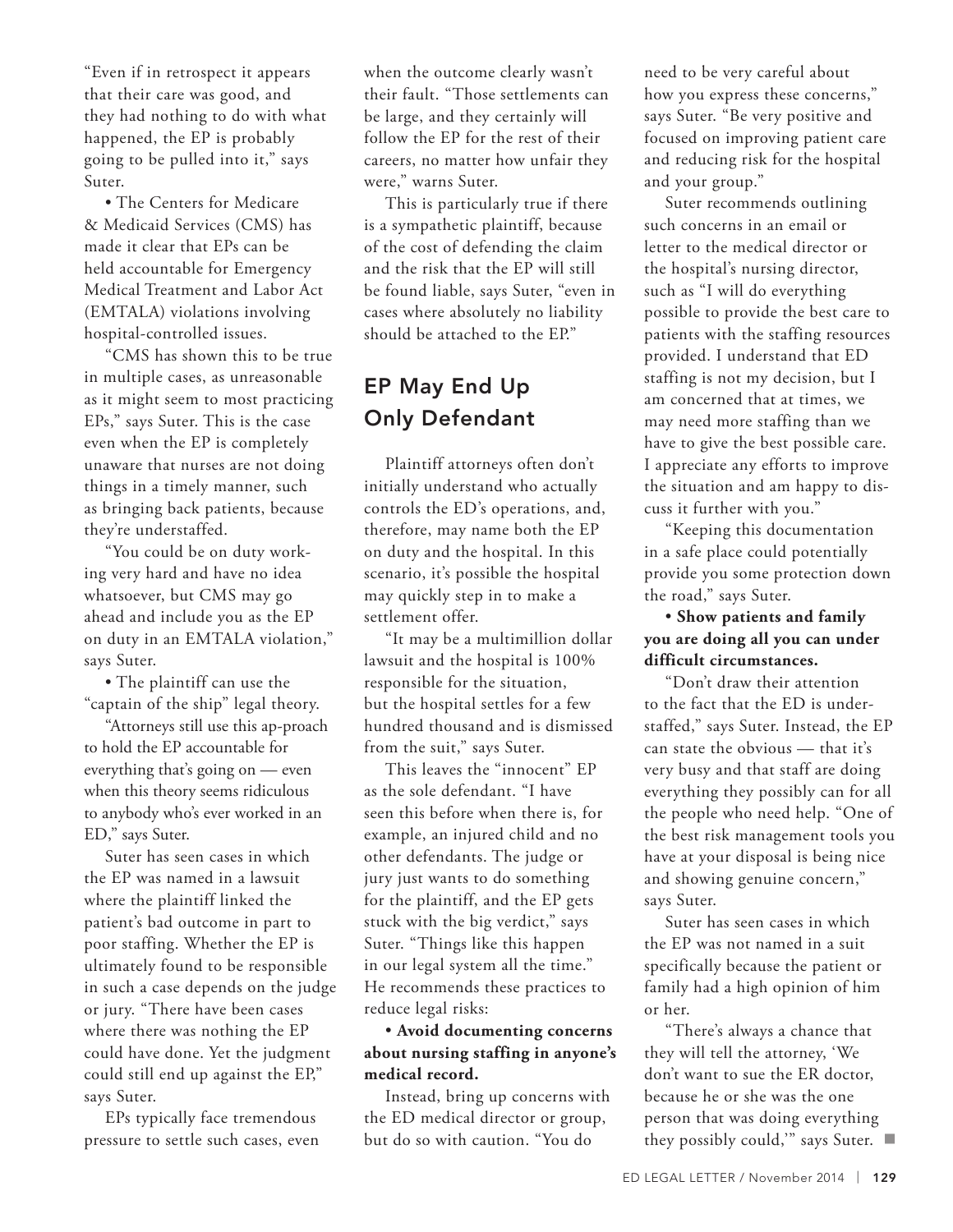"Even if in retrospect it appears that their care was good, and they had nothing to do with what happened, the EP is probably going to be pulled into it," says Suter.

- The Centers for Medicare & Medicaid Services (CMS) has made it clear that EPs can be held accountable for Emergency Medical Treatment and Labor Act (EMTALA) violations involving hospital-controlled issues.

"CMS has shown this to be true in multiple cases, as unreasonable as it might seem to most practicing EPs," says Suter. This is the case even when the EP is completely unaware that nurses are not doing things in a timely manner, such as bringing back patients, because they're understaffed.

"You could be on duty working very hard and have no idea whatsoever, but CMS may go ahead and include you as the EP on duty in an EMTALA violation," says Suter.

- The plaintiff can use the "captain of the ship" legal theory.

"Attorneys still use this ap-proach to hold the EP accountable for everything that's going on — even when this theory seems ridiculous to anybody who's ever worked in an ED," says Suter.

Suter has seen cases in which the EP was named in a lawsuit where the plaintiff linked the patient's bad outcome in part to poor staffing. Whether the EP is ultimately found to be responsible in such a case depends on the judge or jury. "There have been cases where there was nothing the EP could have done. Yet the judgment could still end up against the EP," says Suter.

EPs typically face tremendous pressure to settle such cases, even when the outcome clearly wasn't their fault. "Those settlements can be large, and they certainly will follow the EP for the rest of their careers, no matter how unfair they were," warns Suter.

This is particularly true if there is a sympathetic plaintiff, because of the cost of defending the claim and the risk that the EP will still be found liable, says Suter, "even in cases where absolutely no liability should be attached to the EP."

## EP May End Up Only Defendant

Plaintiff attorneys often don't initially understand who actually controls the ED's operations, and, therefore, may name both the EP on duty and the hospital. In this scenario, it's possible the hospital may quickly step in to make a settlement offer.

"It may be a multimillion dollar lawsuit and the hospital is 100% responsible for the situation, but the hospital settles for a few hundred thousand and is dismissed from the suit," says Suter.

This leaves the "innocent" EP as the sole defendant. "I have seen this before when there is, for example, an injured child and no other defendants. The judge or jury just wants to do something for the plaintiff, and the EP gets stuck with the big verdict," says Suter. "Things like this happen in our legal system all the time." He recommends these practices to reduce legal risks:

- **Avoid documenting concerns about nursing staffing in anyone's medical record.**

Instead, bring up concerns with the ED medical director or group, but do so with caution. "You do need to be very careful about how you express these concerns," says Suter. "Be very positive and focused on improving patient care and reducing risk for the hospital and your group."

Suter recommends outlining such concerns in an email or letter to the medical director or the hospital's nursing director, such as "I will do everything possible to provide the best care to patients with the staffing resources provided. I understand that ED staffing is not my decision, but I am concerned that at times, we may need more staffing than we have to give the best possible care. I appreciate any efforts to improve the situation and am happy to discuss it further with you."

"Keeping this documentation in a safe place could potentially provide you some protection down the road," says Suter.

- **Show patients and family you are doing all you can under difficult circumstances.**

"Don't draw their attention to the fact that the ED is understaffed," says Suter. Instead, the EP can state the obvious — that it's very busy and that staff are doing everything they possibly can for all the people who need help. "One of the best risk management tools you have at your disposal is being nice and showing genuine concern," says Suter.

Suter has seen cases in which the EP was not named in a suit specifically because the patient or family had a high opinion of him or her.

"There's always a chance that they will tell the attorney, 'We don't want to sue the ER doctor, because he or she was the one person that was doing everything they possibly could,'" says Suter. ■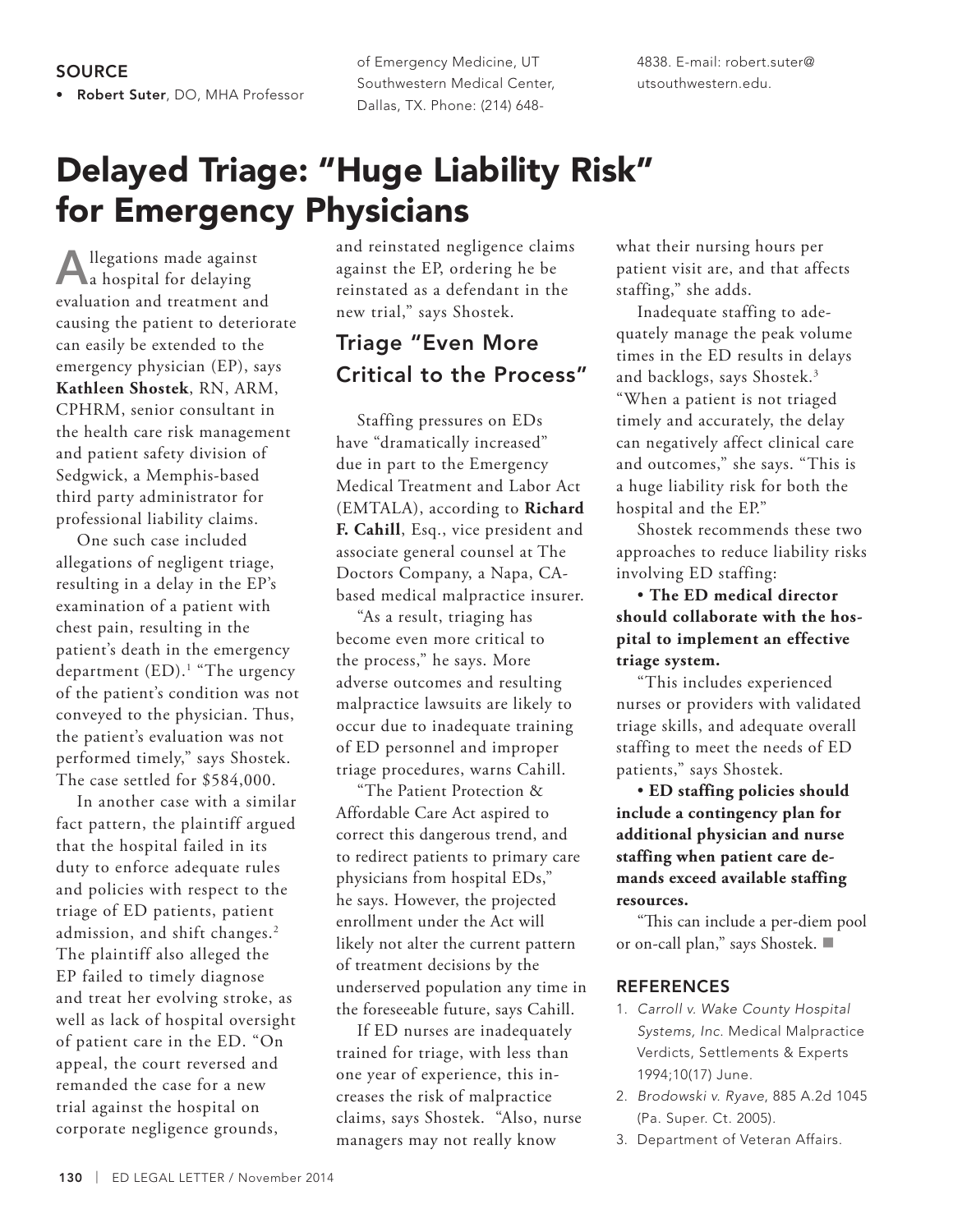## SOURCE

- **Robert Suter**, DO, MHA Professor of Emergency Medicine, UT Southwestern Medical Center, Dallas, TX. Phone: (214) 648-4838. E-mail: robert.suter@utsouthwestern.edu.

# Delayed Triage: "Huge Liability Risk" for Emergency Physicians

Allegations made against a hospital for delaying evaluation and treatment and causing the patient to deteriorate can easily be extended to the emergency physician (EP), says **Kathleen Shostek**, RN, ARM, CPHRM, senior consultant in the health care risk management and patient safety division of Sedgwick, a Memphis-based third party administrator for professional liability claims.

One such case included allegations of negligent triage, resulting in a delay in the EP's examination of a patient with chest pain, resulting in the patient's death in the emergency department (ED).[1] "The urgency of the patient's condition was not conveyed to the physician. Thus, the patient's evaluation was not performed timely," says Shostek. The case settled for $584,000.

In another case with a similar fact pattern, the plaintiff argued that the hospital failed in its duty to enforce adequate rules and policies with respect to the triage of ED patients, patient admission, and shift changes.[2] The plaintiff also alleged the EP failed to timely diagnose and treat her evolving stroke, as well as lack of hospital oversight of patient care in the ED. "On appeal, the court reversed and remanded the case for a new trial against the hospital on corporate negligence grounds, and reinstated negligence claims against the EP, ordering he be reinstated as a defendant in the new trial," says Shostek.

## Triage "Even More Critical to the Process"

Staffing pressures on EDs have "dramatically increased" due in part to the Emergency Medical Treatment and Labor Act (EMTALA), according to **Richard F. Cahill**, Esq., vice president and associate general counsel at The Doctors Company, a Napa, CA-based medical malpractice insurer.

"As a result, triaging has become even more critical to the process," he says. More adverse outcomes and resulting malpractice lawsuits are likely to occur due to inadequate training of ED personnel and improper triage procedures, warns Cahill.

"The Patient Protection & Affordable Care Act aspired to correct this dangerous trend, and to redirect patients to primary care physicians from hospital EDs," he says. However, the projected enrollment under the Act will likely not alter the current pattern of treatment decisions by the underserved population any time in the foreseeable future, says Cahill.

If ED nurses are inadequately trained for triage, with less than one year of experience, this increases the risk of malpractice claims, says Shostek. "Also, nurse managers may not really know what their nursing hours per patient visit are, and that affects staffing," she adds.

Inadequate staffing to adequately manage the peak volume times in the ED results in delays and backlogs, says Shostek.[3] "When a patient is not triaged timely and accurately, the delay can negatively affect clinical care and outcomes," she says. "This is a huge liability risk for both the hospital and the EP."

Shostek recommends these two approaches to reduce liability risks involving ED staffing:

- **The ED medical director should collaborate with the hospital to implement an effective triage system.**

"This includes experienced nurses or providers with validated triage skills, and adequate overall staffing to meet the needs of ED patients," says Shostek.

- **ED staffing policies should include a contingency plan for additional physician and nurse staffing when patient care demands exceed available staffing resources.**

"This can include a per-diem pool or on-call plan," says Shostek. ■

## REFERENCES

1. *Carroll v. Wake County Hospital Systems, Inc.* Medical Malpractice Verdicts, Settlements & Experts 1994;10(17) June.
2. *Brodowski v. Ryave*, 885 A.2d 1045 (Pa. Super. Ct. 2005).
3. Department of Veteran Affairs.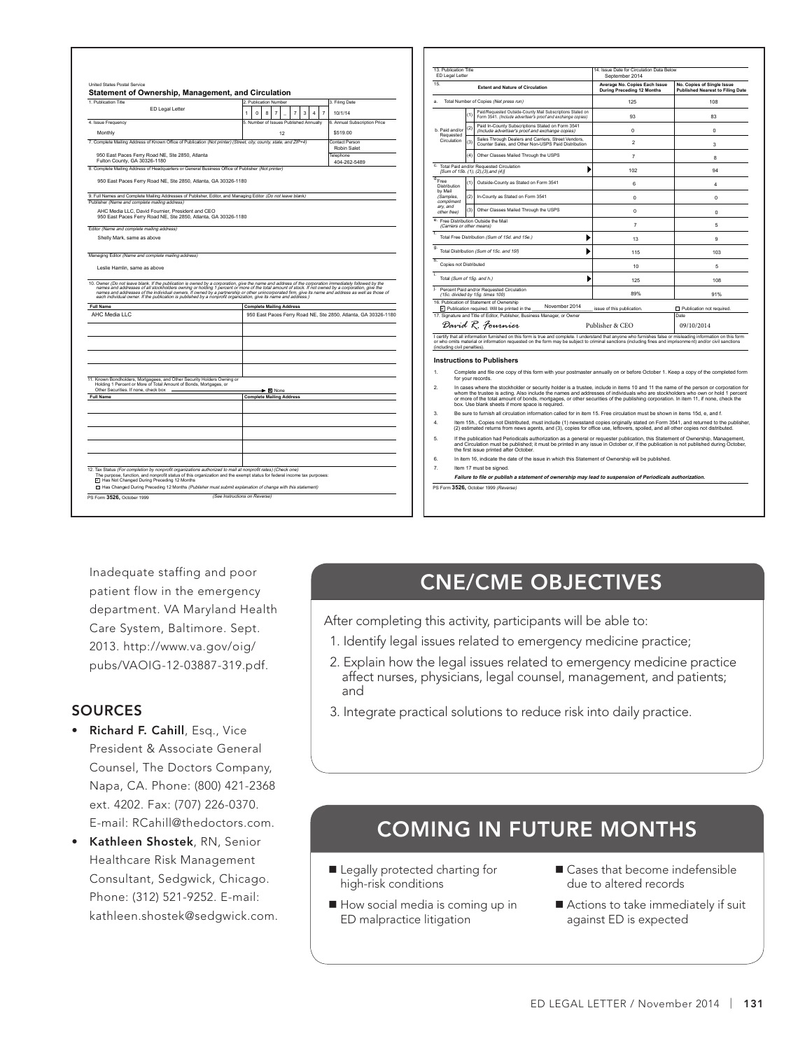United States Postal Service

**Statement of Ownership, Management, and Circulation**

| 1. Publication Title | 2. Publication Number | 3. Filing Date |
| --- | --- | --- |
| ED Legal Letter | 1 0 8 7 – 7 3 4 7 | 10/1/14 |
| 4. Issue Frequency | 5. Number of Issues Published Annually | 6. Annual Subscription Price |
| Monthly | 12 | $519.00 |

7. Complete Mailing Address of Known Office of Publication (Not printer) (Street, city, county, state, and ZIP+4)

950 East Paces Ferry Road NE, Ste 2850, Atlanta
Fulton County, GA 30326-1180

Contact Person: Robin Salet
Telephone: 404-262-5489

8. Complete Mailing Address of Headquarters or General Business Office of Publisher (Not printer)

950 East Paces Ferry Road NE, Ste 2850, Atlanta, GA 30326-1180

9. Full Names and Complete Mailing Addresses of Publisher, Editor, and Managing Editor (Do not leave blank)

Publisher (Name and complete mailing address)

AHC Media LLC, David Fournier, President and CEO
950 East Paces Ferry Road NE, Ste 2850, Atlanta, GA 30326-1180

Editor (Name and complete mailing address)

Shelly Mark, same as above

Managing Editor (Name and complete mailing address)

Leslie Hamlin, same as above

10. Owner (Do not leave blank. If the publication is owned by a corporation, give the name and address of the corporation immediately followed by the names and addresses of all stockholders owning or holding 1 percent or more of the total amount of stock. If not owned by a corporation, give the names and addresses of the individual owners. If owned by a partnership or other unincorporated firm, give its name and address as well as those of each individual owner. If the publication is published by a nonprofit organization, give its name and address.)

| Full Name | Complete Mailing Address |
| --- | --- |
| AHC Media LLC | 950 East Paces Ferry Road NE, Ste 2850, Atlanta, GA 30326-1180 |

11. Known Bondholders, Mortgagees, and Other Security Holders Owning or Holding 1 Percent or More of Total Amount of Bonds, Mortgages, or Other Securities. If none, check box → ☒ None

| Full Name | Complete Mailing Address |
| --- | --- |
| | |

12. Tax Status (For completion by nonprofit organizations authorized to mail at nonprofit rates) (Check one)
The purpose, function, and nonprofit status of this organization and the exempt status for federal income tax purposes:
☑ Has Not Changed During Preceding 12 Months
☐ Has Changed During Preceding 12 Months (Publisher must submit explanation of change with this statement)

PS Form 3526, October 1999 (See Instructions on Reverse)

| 13. Publication Title: ED Legal Letter | | | 14. Issue Date for Circulation Data Below: September 2014 | |
| --- | --- | --- | --- | --- |
| 15. Extent and Nature of Circulation | | | Average No. Copies Each Issue During Preceding 12 Months | No. Copies of Single Issue Published Nearest to Filing Date |
| a. Total Number of Copies (Net press run) | | | 125 | 108 |
| b. Paid and/or Requested Circulation | (1) | Paid/Requested Outside-County Mail Subscriptions Stated on Form 3541. (Include advertiser's proof and exchange copies) | 93 | 83 |
| | (2) | Paid In-County Subscriptions Stated on Form 3541 (Include advertiser's proof and exchange copies) | 0 | 0 |
| | (3) | Sales Through Dealers and Carriers, Street Vendors, Counter Sales, and Other Non-USPS Paid Distribution | 2 | 3 |
| | (4) | Other Classes Mailed Through the USPS | 7 | 8 |
| c. Total Paid and/or Requested Circulation [Sum of 15b. (1), (2),(3),and (4)] | | | 102 | 94 |
| d. Free Distribution by Mail (Samples, compliment ary, and other free) | (1) | Outside-County as Stated on Form 3541 | 6 | 4 |
| | (2) | In-County as Stated on Form 3541 | 0 | 0 |
| | (3) | Other Classes Mailed Through the USPS | 0 | 0 |
| e. Free Distribution Outside the Mail (Carriers or other means) | | | 7 | 5 |
| f. Total Free Distribution (Sum of 15d. and 15e.) | | | 13 | 9 |
| g. Total Distribution (Sum of 15c. and 15f) | | | 115 | 103 |
| h. Copies not Distributed | | | 10 | 5 |
| i. Total (Sum of 15g. and h.) | | | 125 | 108 |
| j. Percent Paid and/or Requested Circulation (15c. divided by 15g. times 100) | | | 89% | 91% |

16. Publication of Statement of Ownership
☑ Publication required. Will be printed in the November 2014 issue of this publication. ☐ Publication not required.

17. Signature and Title of Editor, Publisher, Business Manager, or Owner
David R. Fournier — Publisher & CEO — Date: 09/10/2014

I certify that all information furnished on this form is true and complete. I understand that anyone who furnishes false or misleading information on this form or who omits material or information requested on the form may be subject to criminal sanctions (including fines and imprisonment) and/or civil sanctions (including civil penalties).

**Instructions to Publishers**

1. Complete and file one copy of this form with your postmaster annually on or before October 1. Keep a copy of the completed form for your records.
2. In cases where the stockholder or security holder is a trustee, include in items 10 and 11 the name of the person or corporation for whom the trustee is acting. Also include the names and addresses of individuals who are stockholders who own or hold 1 percent or more of the total amount of bonds, mortgages, or other securities of the publishing corporation. In item 11, if none, check the box. Use blank sheets if more space is required.
3. Be sure to furnish all circulation information called for in item 15. Free circulation must be shown in items 15d, e, and f.
4. Item 15h., Copies not Distributed, must include (1) newsstand copies originally stated on Form 3541, and returned to the publisher, (2) estimated returns from news agents, and (3), copies for office use, leftovers, spoiled, and all other copies not distributed.
5. If the publication had Periodicals authorization as a general or requester publication, this Statement of Ownership, Management, and Circulation must be published; it must be printed in any issue in October or, if the publication is not published during October, the first issue printed after October.
6. In item 16, indicate the date of the issue in which this Statement of Ownership will be published.
7. Item 17 must be signed.

*Failure to file or publish a statement of ownership may lead to suspension of Periodicals authorization.*

PS Form 3526, October 1999 (Reverse)

Inadequate staffing and poor patient flow in the emergency department. VA Maryland Health Care System, Baltimore. Sept. 2013. http://www.va.gov/oig/pubs/VAOIG-12-03887-319.pdf.

## SOURCES

- **Richard F. Cahill**, Esq., Vice President & Associate General Counsel, The Doctors Company, Napa, CA. Phone: (800) 421-2368 ext. 4202. Fax: (707) 226-0370. E-mail: RCahill@thedoctors.com.
- **Kathleen Shostek**, RN, Senior Healthcare Risk Management Consultant, Sedgwick, Chicago. Phone: (312) 521-9252. E-mail: kathleen.shostek@sedgwick.com.

## CNE/CME OBJECTIVES

After completing this activity, participants will be able to:

1. Identify legal issues related to emergency medicine practice;
2. Explain how the legal issues related to emergency medicine practice affect nurses, physicians, legal counsel, management, and patients; and
3. Integrate practical solutions to reduce risk into daily practice.

## COMING IN FUTURE MONTHS

- Legally protected charting for high-risk conditions
- How social media is coming up in ED malpractice litigation
- Cases that become indefensible due to altered records
- Actions to take immediately if suit against ED is expected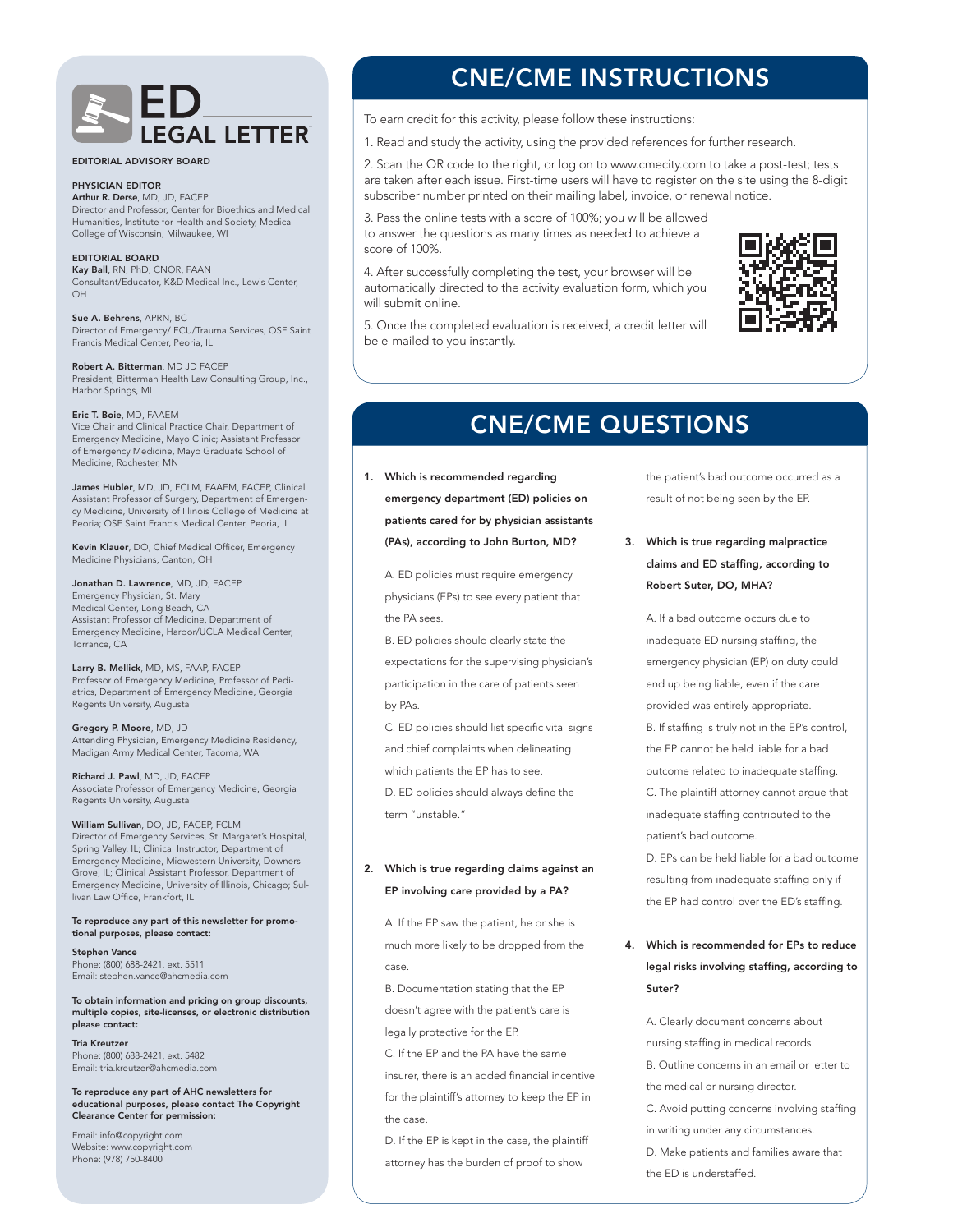# ED LEGAL LETTER

EDITORIAL ADVISORY BOARD

**PHYSICIAN EDITOR**
**Arthur R. Derse**, MD, JD, FACEP
Director and Professor, Center for Bioethics and Medical Humanities, Institute for Health and Society, Medical College of Wisconsin, Milwaukee, WI

**EDITORIAL BOARD**
**Kay Ball**, RN, PhD, CNOR, FAAN
Consultant/Educator, K&D Medical Inc., Lewis Center, OH

**Sue A. Behrens**, APRN, BC
Director of Emergency/ ECU/Trauma Services, OSF Saint Francis Medical Center, Peoria, IL

**Robert A. Bitterman**, MD JD FACEP
President, Bitterman Health Law Consulting Group, Inc., Harbor Springs, MI

**Eric T. Boie**, MD, FAAEM
Vice Chair and Clinical Practice Chair, Department of Emergency Medicine, Mayo Clinic; Assistant Professor of Emergency Medicine, Mayo Graduate School of Medicine, Rochester, MN

**James Hubler**, MD, JD, FCLM, FAAEM, FACEP, Clinical Assistant Professor of Surgery, Department of Emergency Medicine, University of Illinois College of Medicine at Peoria; OSF Saint Francis Medical Center, Peoria, IL

**Kevin Klauer**, DO, Chief Medical Officer, Emergency Medicine Physicians, Canton, OH

**Jonathan D. Lawrence**, MD, JD, FACEP
Emergency Physician, St. Mary Medical Center, Long Beach, CA
Assistant Professor of Medicine, Department of Emergency Medicine, Harbor/UCLA Medical Center, Torrance, CA

**Larry B. Mellick**, MD, MS, FAAP, FACEP
Professor of Emergency Medicine, Professor of Pediatrics, Department of Emergency Medicine, Georgia Regents University, Augusta

**Gregory P. Moore**, MD, JD
Attending Physician, Emergency Medicine Residency, Madigan Army Medical Center, Tacoma, WA

**Richard J. Pawl**, MD, JD, FACEP
Associate Professor of Emergency Medicine, Georgia Regents University, Augusta

**William Sullivan**, DO, JD, FACEP, FCLM
Director of Emergency Services, St. Margaret's Hospital, Spring Valley, IL; Clinical Instructor, Department of Emergency Medicine, Midwestern University, Downers Grove, IL; Clinical Assistant Professor, Department of Emergency Medicine, University of Illinois, Chicago; Sullivan Law Office, Frankfort, IL

**To reproduce any part of this newsletter for promotional purposes, please contact:**

**Stephen Vance**
Phone: (800) 688-2421, ext. 5511
Email: stephen.vance@ahcmedia.com

**To obtain information and pricing on group discounts, multiple copies, site-licenses, or electronic distribution please contact:**

**Tria Kreutzer**
Phone: (800) 688-2421, ext. 5482
Email: tria.kreutzer@ahcmedia.com

**To reproduce any part of AHC newsletters for educational purposes, please contact The Copyright Clearance Center for permission:**

Email: info@copyright.com
Website: www.copyright.com
Phone: (978) 750-8400

## CNE/CME INSTRUCTIONS

To earn credit for this activity, please follow these instructions:

1. Read and study the activity, using the provided references for further research.
2. Scan the QR code to the right, or log on to www.cmecity.com to take a post-test; tests are taken after each issue. First-time users will have to register on the site using the 8-digit subscriber number printed on their mailing label, invoice, or renewal notice.
3. Pass the online tests with a score of 100%; you will be allowed to answer the questions as many times as needed to achieve a score of 100%.
4. After successfully completing the test, your browser will be automatically directed to the activity evaluation form, which you will submit online.
5. Once the completed evaluation is received, a credit letter will be e-mailed to you instantly.

## CNE/CME QUESTIONS

**1. Which is recommended regarding emergency department (ED) policies on patients cared for by physician assistants (PAs), according to John Burton, MD?**

A. ED policies must require emergency physicians (EPs) to see every patient that the PA sees.
B. ED policies should clearly state the expectations for the supervising physician's participation in the care of patients seen by PAs.
C. ED policies should list specific vital signs and chief complaints when delineating which patients the EP has to see.
D. ED policies should always define the term "unstable."

**2. Which is true regarding claims against an EP involving care provided by a PA?**

A. If the EP saw the patient, he or she is much more likely to be dropped from the case.
B. Documentation stating that the EP doesn't agree with the patient's care is legally protective for the EP.
C. If the EP and the PA have the same insurer, there is an added financial incentive for the plaintiff's attorney to keep the EP in the case.
D. If the EP is kept in the case, the plaintiff attorney has the burden of proof to show the patient's bad outcome occurred as a result of not being seen by the EP.

**3. Which is true regarding malpractice claims and ED staffing, according to Robert Suter, DO, MHA?**

A. If a bad outcome occurs due to inadequate ED nursing staffing, the emergency physician (EP) on duty could end up being liable, even if the care provided was entirely appropriate.
B. If staffing is truly not in the EP's control, the EP cannot be held liable for a bad outcome related to inadequate staffing.
C. The plaintiff attorney cannot argue that inadequate staffing contributed to the patient's bad outcome.
D. EPs can be held liable for a bad outcome resulting from inadequate staffing only if the EP had control over the ED's staffing.

**4. Which is recommended for EPs to reduce legal risks involving staffing, according to Suter?**

A. Clearly document concerns about nursing staffing in medical records.
B. Outline concerns in an email or letter to the medical or nursing director.
C. Avoid putting concerns involving staffing in writing under any circumstances.
D. Make patients and families aware that the ED is understaffed.